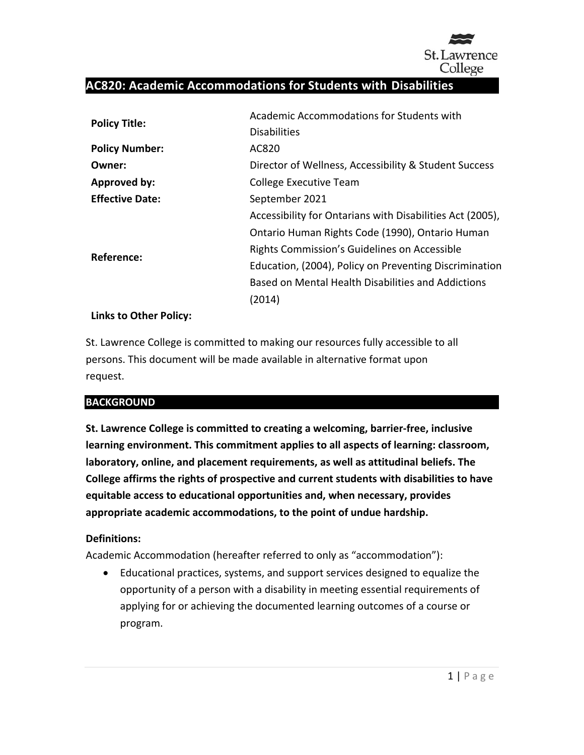# AC820: Academic Accommodations for Students with Disabilities

| | |
|---|---|
| **Policy Title:** | Academic Accommodations for Students with Disabilities |
| **Policy Number:** | AC820 |
| **Owner:** | Director of Wellness, Accessibility & Student Success |
| **Approved by:** | College Executive Team |
| **Effective Date:** | September 2021 |
| **Reference:** | Accessibility for Ontarians with Disabilities Act (2005), Ontario Human Rights Code (1990), Ontario Human Rights Commission's Guidelines on Accessible Education, (2004), Policy on Preventing Discrimination Based on Mental Health Disabilities and Addictions (2014) |
| **Links to Other Policy:** | |

St. Lawrence College is committed to making our resources fully accessible to all persons. This document will be made available in alternative format upon request.

## BACKGROUND

**St. Lawrence College is committed to creating a welcoming, barrier-free, inclusive learning environment. This commitment applies to all aspects of learning: classroom, laboratory, online, and placement requirements, as well as attitudinal beliefs. The College affirms the rights of prospective and current students with disabilities to have equitable access to educational opportunities and, when necessary, provides appropriate academic accommodations, to the point of undue hardship.**

### Definitions:

Academic Accommodation (hereafter referred to only as "accommodation"):

- Educational practices, systems, and support services designed to equalize the opportunity of a person with a disability in meeting essential requirements of applying for or achieving the documented learning outcomes of a course or program.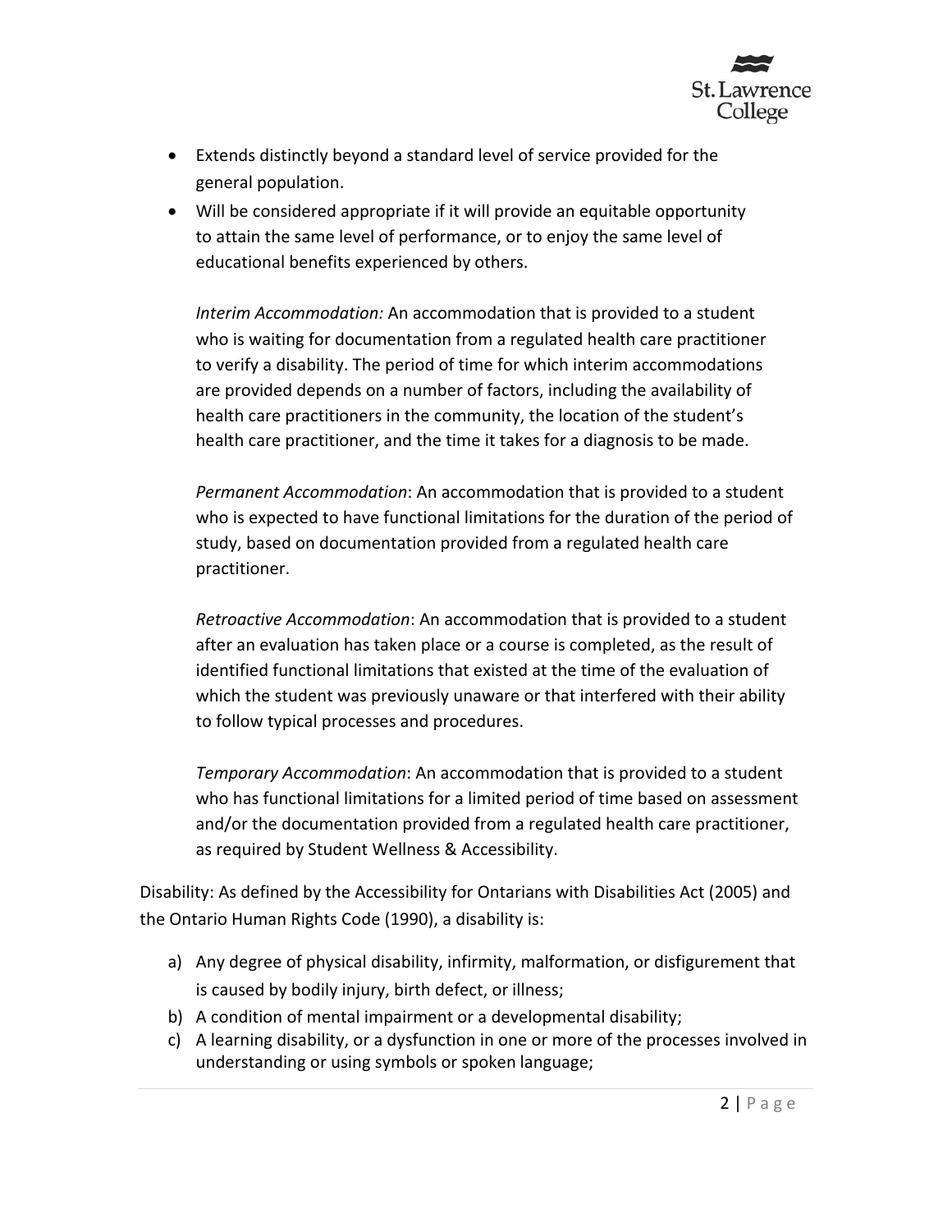- Extends distinctly beyond a standard level of service provided for the general population.
- Will be considered appropriate if it will provide an equitable opportunity to attain the same level of performance, or to enjoy the same level of educational benefits experienced by others.

  *Interim Accommodation:* An accommodation that is provided to a student who is waiting for documentation from a regulated health care practitioner to verify a disability. The period of time for which interim accommodations are provided depends on a number of factors, including the availability of health care practitioners in the community, the location of the student's health care practitioner, and the time it takes for a diagnosis to be made.

  *Permanent Accommodation*: An accommodation that is provided to a student who is expected to have functional limitations for the duration of the period of study, based on documentation provided from a regulated health care practitioner.

  *Retroactive Accommodation*: An accommodation that is provided to a student after an evaluation has taken place or a course is completed, as the result of identified functional limitations that existed at the time of the evaluation of which the student was previously unaware or that interfered with their ability to follow typical processes and procedures.

  *Temporary Accommodation*: An accommodation that is provided to a student who has functional limitations for a limited period of time based on assessment and/or the documentation provided from a regulated health care practitioner, as required by Student Wellness & Accessibility.

Disability: As defined by the Accessibility for Ontarians with Disabilities Act (2005) and the Ontario Human Rights Code (1990), a disability is:

a) Any degree of physical disability, infirmity, malformation, or disfigurement that is caused by bodily injury, birth defect, or illness;
b) A condition of mental impairment or a developmental disability;
c) A learning disability, or a dysfunction in one or more of the processes involved in understanding or using symbols or spoken language;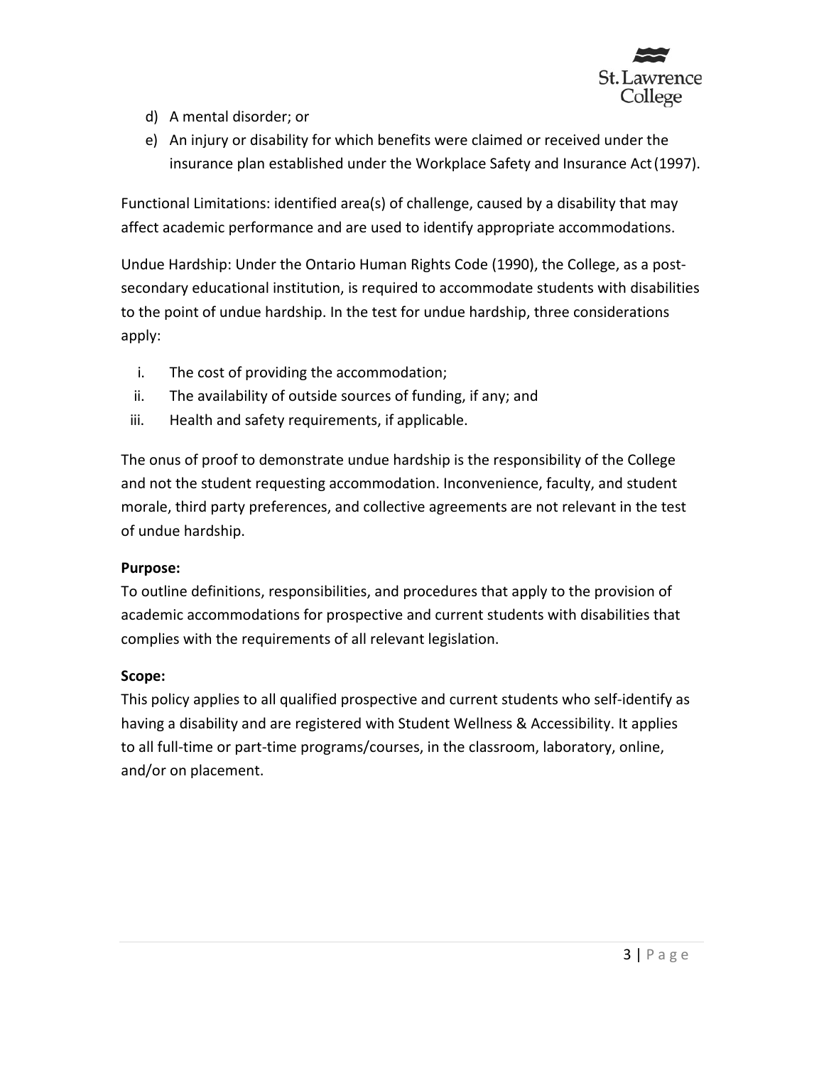d) A mental disorder; or
e) An injury or disability for which benefits were claimed or received under the insurance plan established under the Workplace Safety and Insurance Act (1997).

Functional Limitations: identified area(s) of challenge, caused by a disability that may affect academic performance and are used to identify appropriate accommodations.

Undue Hardship: Under the Ontario Human Rights Code (1990), the College, as a post-secondary educational institution, is required to accommodate students with disabilities to the point of undue hardship. In the test for undue hardship, three considerations apply:

i. The cost of providing the accommodation;
ii. The availability of outside sources of funding, if any; and
iii. Health and safety requirements, if applicable.

The onus of proof to demonstrate undue hardship is the responsibility of the College and not the student requesting accommodation. Inconvenience, faculty, and student morale, third party preferences, and collective agreements are not relevant in the test of undue hardship.

**Purpose:**
To outline definitions, responsibilities, and procedures that apply to the provision of academic accommodations for prospective and current students with disabilities that complies with the requirements of all relevant legislation.

**Scope:**
This policy applies to all qualified prospective and current students who self-identify as having a disability and are registered with Student Wellness & Accessibility. It applies to all full-time or part-time programs/courses, in the classroom, laboratory, online, and/or on placement.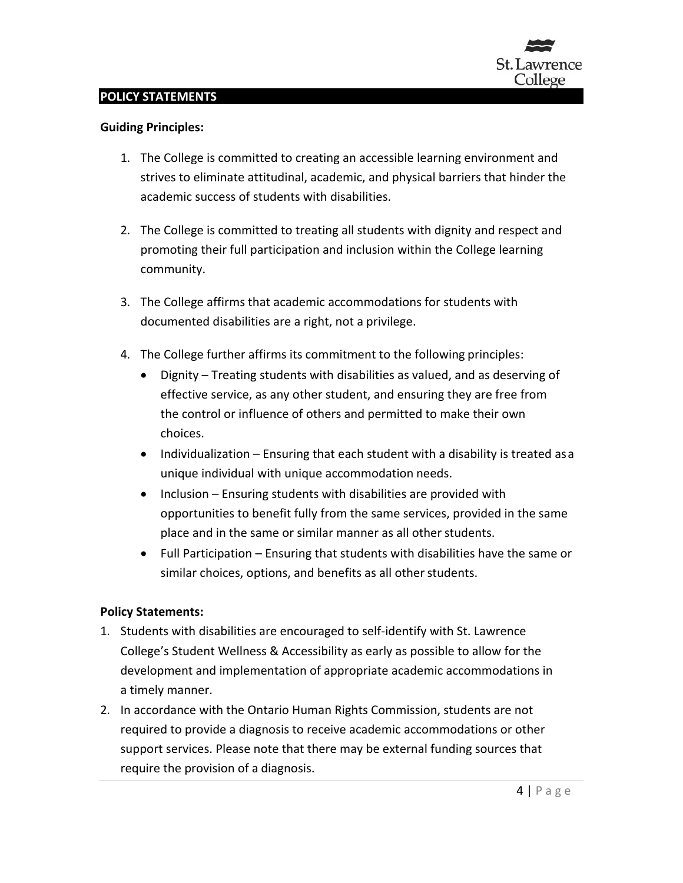## POLICY STATEMENTS

**Guiding Principles:**

1. The College is committed to creating an accessible learning environment and strives to eliminate attitudinal, academic, and physical barriers that hinder the academic success of students with disabilities.

2. The College is committed to treating all students with dignity and respect and promoting their full participation and inclusion within the College learning community.

3. The College affirms that academic accommodations for students with documented disabilities are a right, not a privilege.

4. The College further affirms its commitment to the following principles:
   - Dignity – Treating students with disabilities as valued, and as deserving of effective service, as any other student, and ensuring they are free from the control or influence of others and permitted to make their own choices.
   - Individualization – Ensuring that each student with a disability is treated as a unique individual with unique accommodation needs.
   - Inclusion – Ensuring students with disabilities are provided with opportunities to benefit fully from the same services, provided in the same place and in the same or similar manner as all other students.
   - Full Participation – Ensuring that students with disabilities have the same or similar choices, options, and benefits as all other students.

**Policy Statements:**

1. Students with disabilities are encouraged to self-identify with St. Lawrence College's Student Wellness & Accessibility as early as possible to allow for the development and implementation of appropriate academic accommodations in a timely manner.
2. In accordance with the Ontario Human Rights Commission, students are not required to provide a diagnosis to receive academic accommodations or other support services. Please note that there may be external funding sources that require the provision of a diagnosis.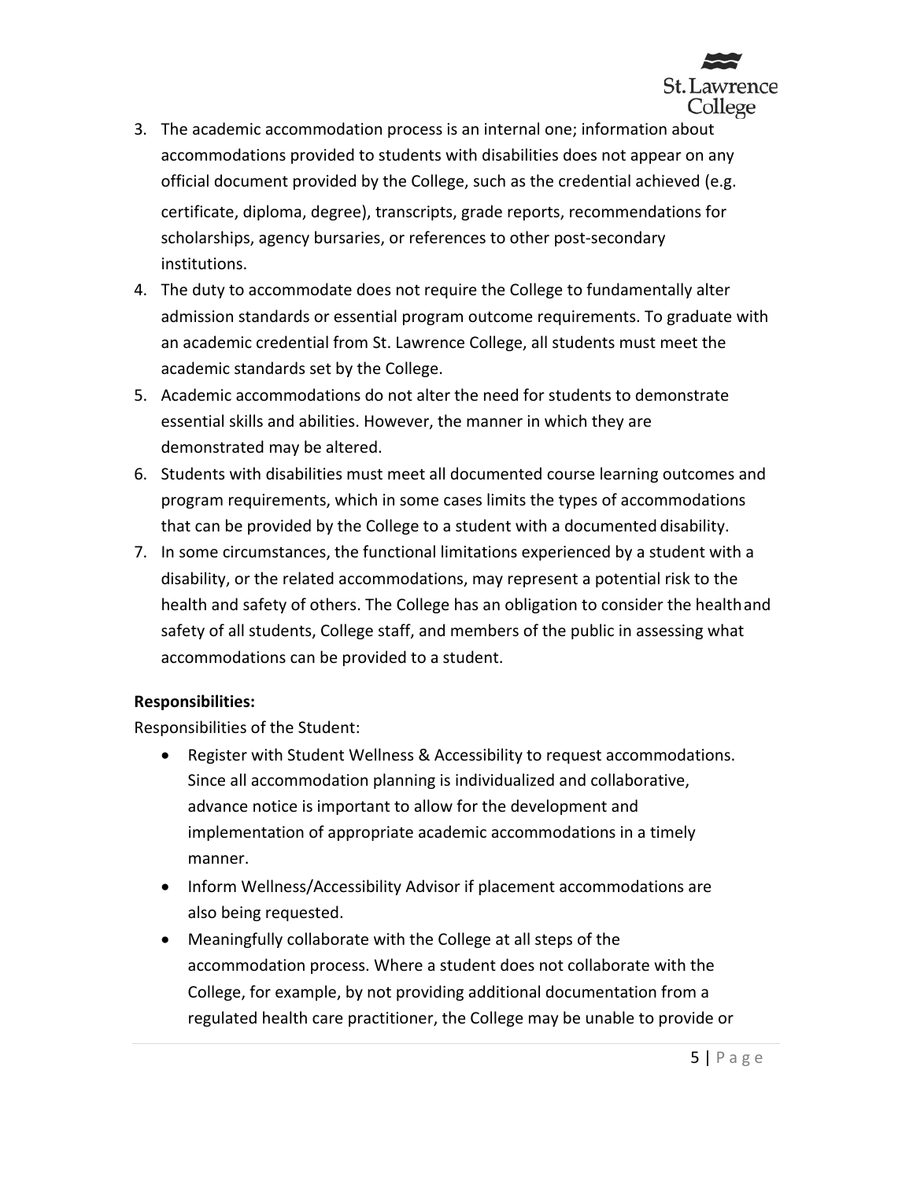3. The academic accommodation process is an internal one; information about accommodations provided to students with disabilities does not appear on any official document provided by the College, such as the credential achieved (e.g. certificate, diploma, degree), transcripts, grade reports, recommendations for scholarships, agency bursaries, or references to other post-secondary institutions.
4. The duty to accommodate does not require the College to fundamentally alter admission standards or essential program outcome requirements. To graduate with an academic credential from St. Lawrence College, all students must meet the academic standards set by the College.
5. Academic accommodations do not alter the need for students to demonstrate essential skills and abilities. However, the manner in which they are demonstrated may be altered.
6. Students with disabilities must meet all documented course learning outcomes and program requirements, which in some cases limits the types of accommodations that can be provided by the College to a student with a documented disability.
7. In some circumstances, the functional limitations experienced by a student with a disability, or the related accommodations, may represent a potential risk to the health and safety of others. The College has an obligation to consider the health and safety of all students, College staff, and members of the public in assessing what accommodations can be provided to a student.

**Responsibilities:**

Responsibilities of the Student:

- Register with Student Wellness & Accessibility to request accommodations. Since all accommodation planning is individualized and collaborative, advance notice is important to allow for the development and implementation of appropriate academic accommodations in a timely manner.
- Inform Wellness/Accessibility Advisor if placement accommodations are also being requested.
- Meaningfully collaborate with the College at all steps of the accommodation process. Where a student does not collaborate with the College, for example, by not providing additional documentation from a regulated health care practitioner, the College may be unable to provide or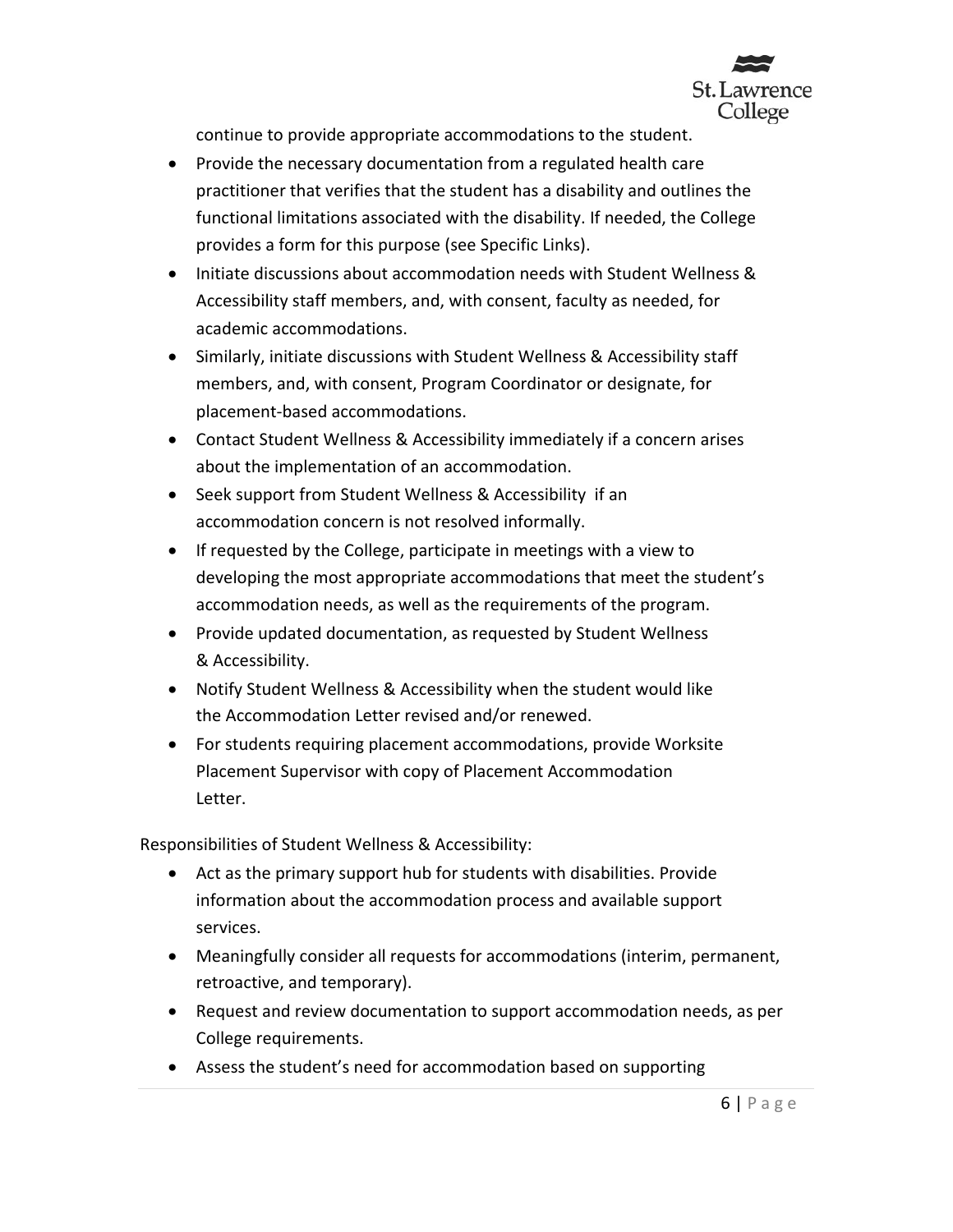continue to provide appropriate accommodations to the student.

- Provide the necessary documentation from a regulated health care practitioner that verifies that the student has a disability and outlines the functional limitations associated with the disability. If needed, the College provides a form for this purpose (see Specific Links).
- Initiate discussions about accommodation needs with Student Wellness & Accessibility staff members, and, with consent, faculty as needed, for academic accommodations.
- Similarly, initiate discussions with Student Wellness & Accessibility staff members, and, with consent, Program Coordinator or designate, for placement-based accommodations.
- Contact Student Wellness & Accessibility immediately if a concern arises about the implementation of an accommodation.
- Seek support from Student Wellness & Accessibility if an accommodation concern is not resolved informally.
- If requested by the College, participate in meetings with a view to developing the most appropriate accommodations that meet the student's accommodation needs, as well as the requirements of the program.
- Provide updated documentation, as requested by Student Wellness & Accessibility.
- Notify Student Wellness & Accessibility when the student would like the Accommodation Letter revised and/or renewed.
- For students requiring placement accommodations, provide Worksite Placement Supervisor with copy of Placement Accommodation Letter.

Responsibilities of Student Wellness & Accessibility:

- Act as the primary support hub for students with disabilities. Provide information about the accommodation process and available support services.
- Meaningfully consider all requests for accommodations (interim, permanent, retroactive, and temporary).
- Request and review documentation to support accommodation needs, as per College requirements.
- Assess the student's need for accommodation based on supporting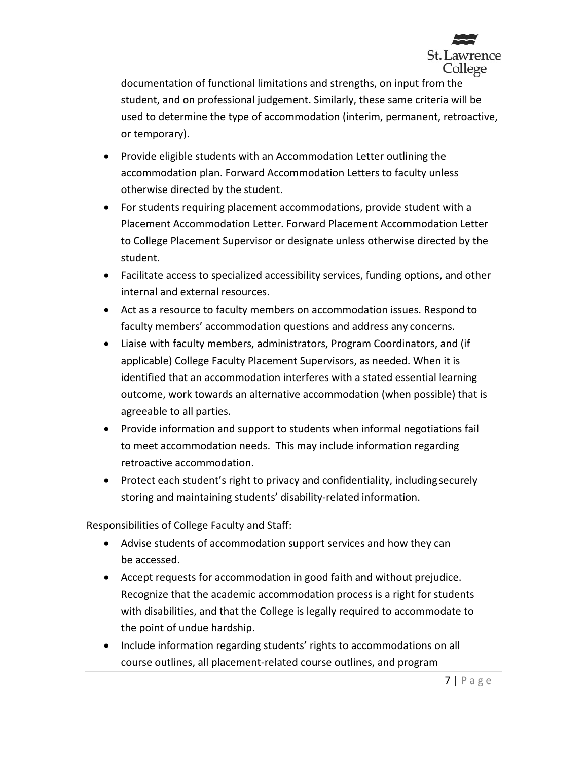documentation of functional limitations and strengths, on input from the student, and on professional judgement. Similarly, these same criteria will be used to determine the type of accommodation (interim, permanent, retroactive, or temporary).

- Provide eligible students with an Accommodation Letter outlining the accommodation plan. Forward Accommodation Letters to faculty unless otherwise directed by the student.
- For students requiring placement accommodations, provide student with a Placement Accommodation Letter. Forward Placement Accommodation Letter to College Placement Supervisor or designate unless otherwise directed by the student.
- Facilitate access to specialized accessibility services, funding options, and other internal and external resources.
- Act as a resource to faculty members on accommodation issues. Respond to faculty members' accommodation questions and address any concerns.
- Liaise with faculty members, administrators, Program Coordinators, and (if applicable) College Faculty Placement Supervisors, as needed. When it is identified that an accommodation interferes with a stated essential learning outcome, work towards an alternative accommodation (when possible) that is agreeable to all parties.
- Provide information and support to students when informal negotiations fail to meet accommodation needs. This may include information regarding retroactive accommodation.
- Protect each student's right to privacy and confidentiality, including securely storing and maintaining students' disability-related information.

Responsibilities of College Faculty and Staff:

- Advise students of accommodation support services and how they can be accessed.
- Accept requests for accommodation in good faith and without prejudice. Recognize that the academic accommodation process is a right for students with disabilities, and that the College is legally required to accommodate to the point of undue hardship.
- Include information regarding students' rights to accommodations on all course outlines, all placement-related course outlines, and program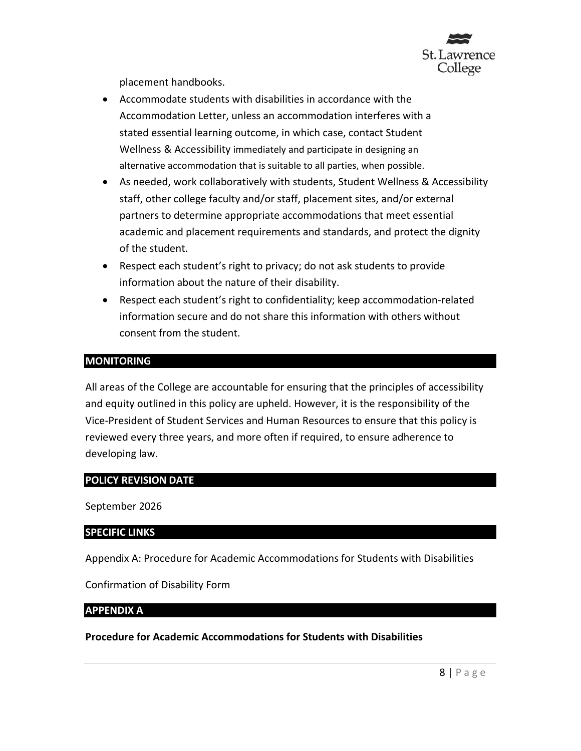placement handbooks.

- Accommodate students with disabilities in accordance with the Accommodation Letter, unless an accommodation interferes with a stated essential learning outcome, in which case, contact Student Wellness & Accessibility immediately and participate in designing an alternative accommodation that is suitable to all parties, when possible.
- As needed, work collaboratively with students, Student Wellness & Accessibility staff, other college faculty and/or staff, placement sites, and/or external partners to determine appropriate accommodations that meet essential academic and placement requirements and standards, and protect the dignity of the student.
- Respect each student's right to privacy; do not ask students to provide information about the nature of their disability.
- Respect each student's right to confidentiality; keep accommodation-related information secure and do not share this information with others without consent from the student.

## MONITORING

All areas of the College are accountable for ensuring that the principles of accessibility and equity outlined in this policy are upheld. However, it is the responsibility of the Vice-President of Student Services and Human Resources to ensure that this policy is reviewed every three years, and more often if required, to ensure adherence to developing law.

## POLICY REVISION DATE

September 2026

## SPECIFIC LINKS

Appendix A: Procedure for Academic Accommodations for Students with Disabilities

Confirmation of Disability Form

## APPENDIX A

**Procedure for Academic Accommodations for Students with Disabilities**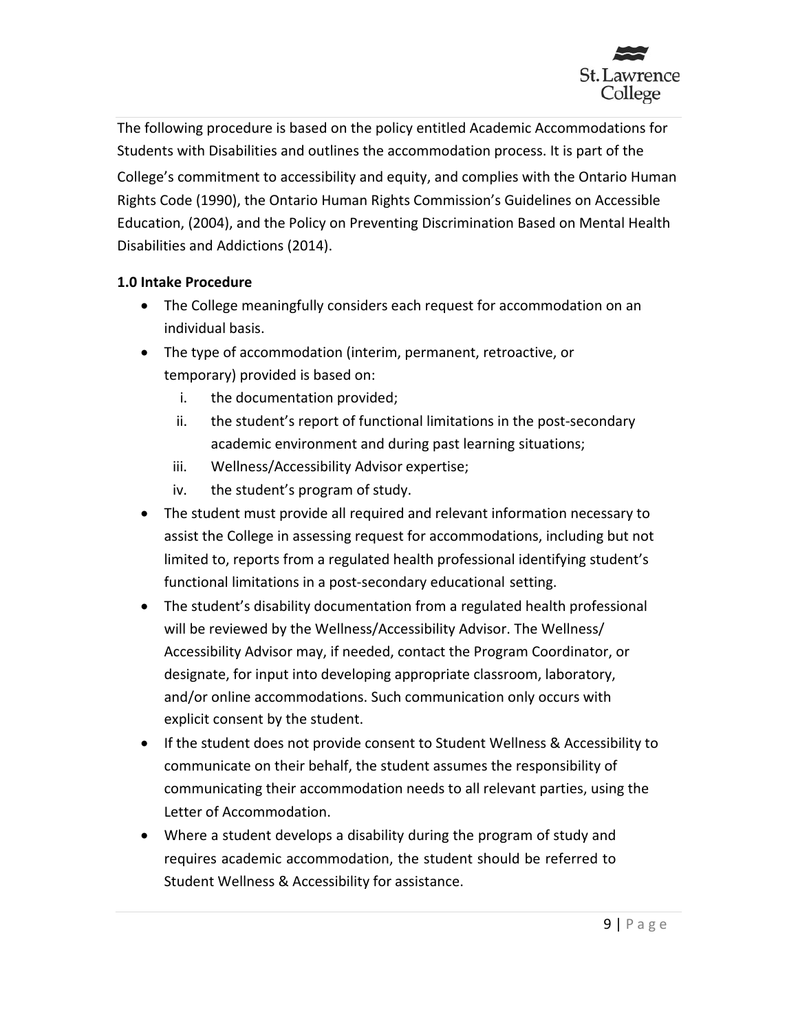The following procedure is based on the policy entitled Academic Accommodations for Students with Disabilities and outlines the accommodation process. It is part of the College's commitment to accessibility and equity, and complies with the Ontario Human Rights Code (1990), the Ontario Human Rights Commission's Guidelines on Accessible Education, (2004), and the Policy on Preventing Discrimination Based on Mental Health Disabilities and Addictions (2014).

**1.0 Intake Procedure**

- The College meaningfully considers each request for accommodation on an individual basis.
- The type of accommodation (interim, permanent, retroactive, or temporary) provided is based on:
    i. the documentation provided;
    ii. the student's report of functional limitations in the post-secondary academic environment and during past learning situations;
    iii. Wellness/Accessibility Advisor expertise;
    iv. the student's program of study.
- The student must provide all required and relevant information necessary to assist the College in assessing request for accommodations, including but not limited to, reports from a regulated health professional identifying student's functional limitations in a post-secondary educational setting.
- The student's disability documentation from a regulated health professional will be reviewed by the Wellness/Accessibility Advisor. The Wellness/ Accessibility Advisor may, if needed, contact the Program Coordinator, or designate, for input into developing appropriate classroom, laboratory, and/or online accommodations. Such communication only occurs with explicit consent by the student.
- If the student does not provide consent to Student Wellness & Accessibility to communicate on their behalf, the student assumes the responsibility of communicating their accommodation needs to all relevant parties, using the Letter of Accommodation.
- Where a student develops a disability during the program of study and requires academic accommodation, the student should be referred to Student Wellness & Accessibility for assistance.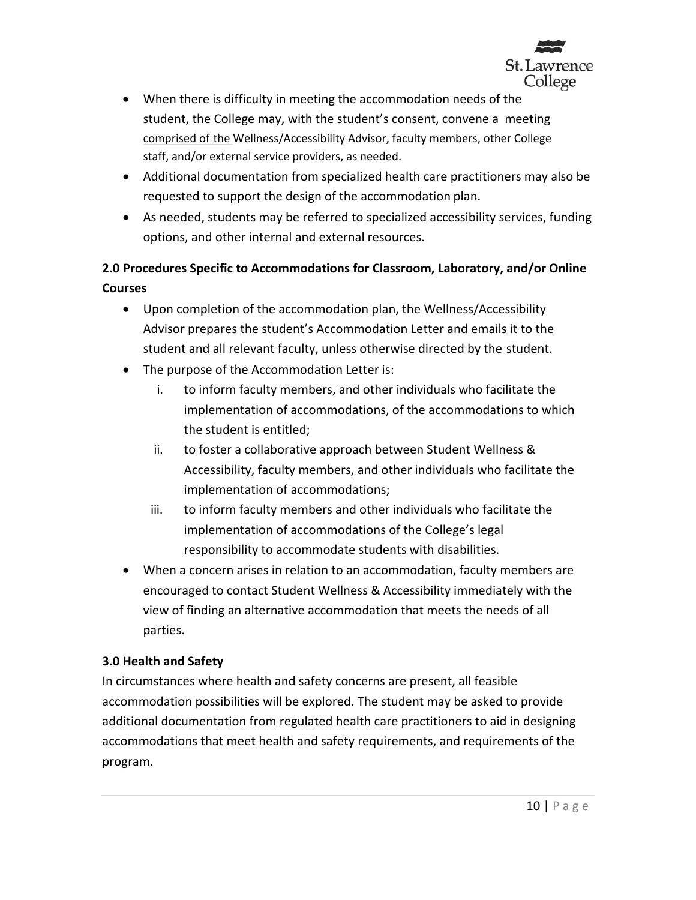- When there is difficulty in meeting the accommodation needs of the student, the College may, with the student's consent, convene a meeting comprised of the Wellness/Accessibility Advisor, faculty members, other College staff, and/or external service providers, as needed.
- Additional documentation from specialized health care practitioners may also be requested to support the design of the accommodation plan.
- As needed, students may be referred to specialized accessibility services, funding options, and other internal and external resources.

**2.0 Procedures Specific to Accommodations for Classroom, Laboratory, and/or Online Courses**

- Upon completion of the accommodation plan, the Wellness/Accessibility Advisor prepares the student's Accommodation Letter and emails it to the student and all relevant faculty, unless otherwise directed by the student.
- The purpose of the Accommodation Letter is:
  - i. to inform faculty members, and other individuals who facilitate the implementation of accommodations, of the accommodations to which the student is entitled;
  - ii. to foster a collaborative approach between Student Wellness & Accessibility, faculty members, and other individuals who facilitate the implementation of accommodations;
  - iii. to inform faculty members and other individuals who facilitate the implementation of accommodations of the College's legal responsibility to accommodate students with disabilities.
- When a concern arises in relation to an accommodation, faculty members are encouraged to contact Student Wellness & Accessibility immediately with the view of finding an alternative accommodation that meets the needs of all parties.

**3.0 Health and Safety**

In circumstances where health and safety concerns are present, all feasible accommodation possibilities will be explored. The student may be asked to provide additional documentation from regulated health care practitioners to aid in designing accommodations that meet health and safety requirements, and requirements of the program.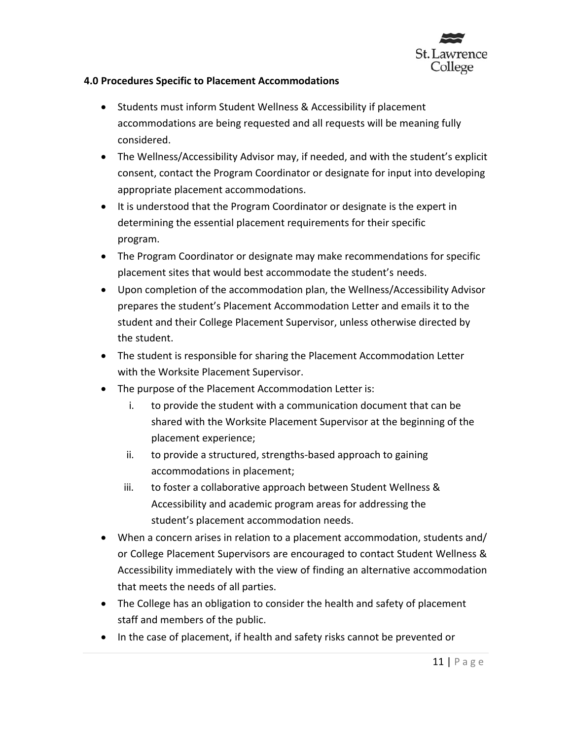**4.0 Procedures Specific to Placement Accommodations**

- Students must inform Student Wellness & Accessibility if placement accommodations are being requested and all requests will be meaning fully considered.
- The Wellness/Accessibility Advisor may, if needed, and with the student's explicit consent, contact the Program Coordinator or designate for input into developing appropriate placement accommodations.
- It is understood that the Program Coordinator or designate is the expert in determining the essential placement requirements for their specific program.
- The Program Coordinator or designate may make recommendations for specific placement sites that would best accommodate the student's needs.
- Upon completion of the accommodation plan, the Wellness/Accessibility Advisor prepares the student's Placement Accommodation Letter and emails it to the student and their College Placement Supervisor, unless otherwise directed by the student.
- The student is responsible for sharing the Placement Accommodation Letter with the Worksite Placement Supervisor.
- The purpose of the Placement Accommodation Letter is:
    i. to provide the student with a communication document that can be shared with the Worksite Placement Supervisor at the beginning of the placement experience;
    ii. to provide a structured, strengths-based approach to gaining accommodations in placement;
    iii. to foster a collaborative approach between Student Wellness & Accessibility and academic program areas for addressing the student's placement accommodation needs.
- When a concern arises in relation to a placement accommodation, students and/ or College Placement Supervisors are encouraged to contact Student Wellness & Accessibility immediately with the view of finding an alternative accommodation that meets the needs of all parties.
- The College has an obligation to consider the health and safety of placement staff and members of the public.
- In the case of placement, if health and safety risks cannot be prevented or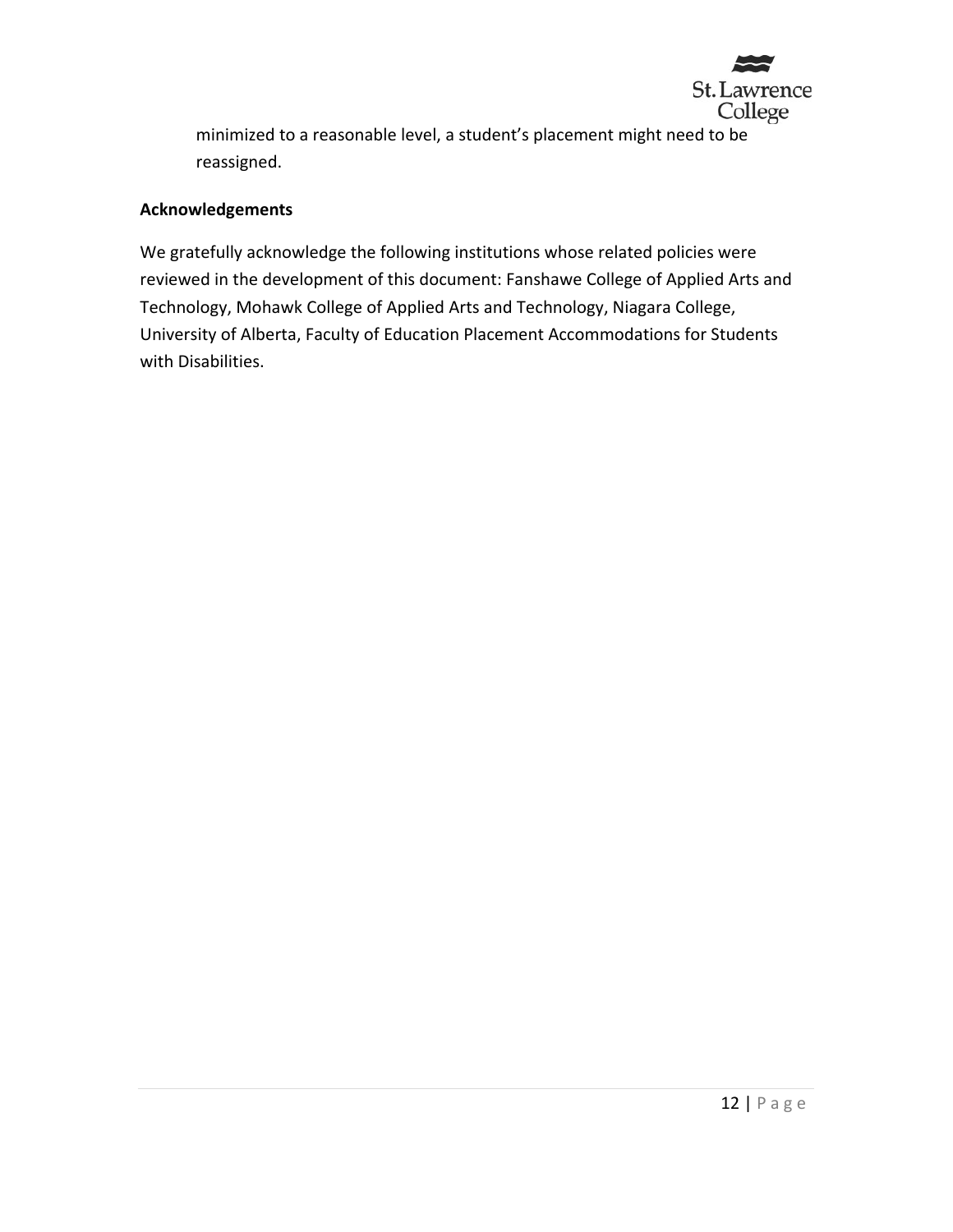minimized to a reasonable level, a student's placement might need to be reassigned.

**Acknowledgements**

We gratefully acknowledge the following institutions whose related policies were reviewed in the development of this document: Fanshawe College of Applied Arts and Technology, Mohawk College of Applied Arts and Technology, Niagara College, University of Alberta, Faculty of Education Placement Accommodations for Students with Disabilities.